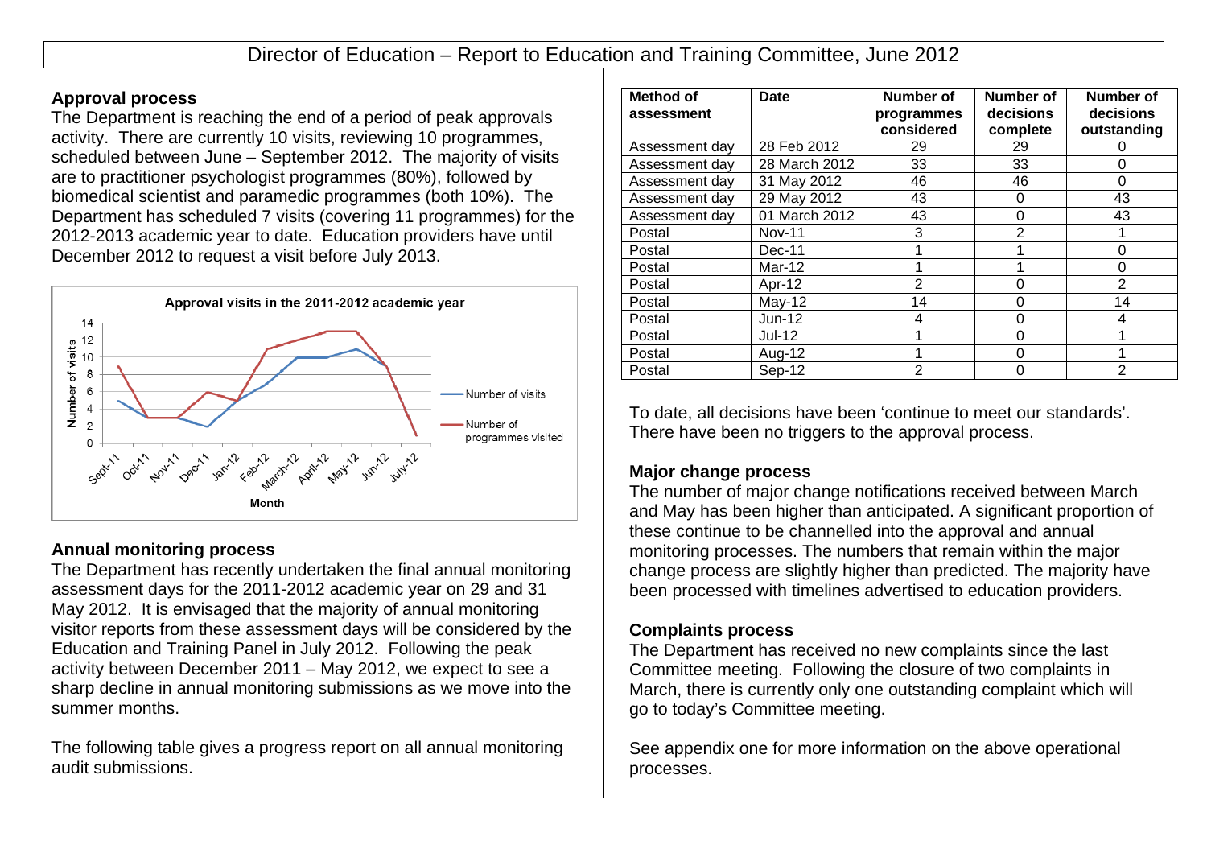# Director of Education – Report to Education and Training Committee, June 2012

**Approval process**

The Department is reaching the end of a period of peak approvals activity. There are currently 10 visits, reviewing 10 programmes, scheduled between June – September 2012. The majority of visits are to practitioner psychologist programmes (80%), followed by biomedical scientist and paramedic programmes (both 10%). The Department has scheduled 7 visits (covering 11 programmes) for the 2012-2013 academic year to date. Education providers have until December 2012 to request a visit before July 2013.

**Annual monitoring process**

The Department has recently undertaken the final annual monitoring assessment days for the 2011-2012 academic year on 29 and 31 May 2012. It is envisaged that the majority of annual monitoring visitor reports from these assessment days will be considered by the Education and Training Panel in July 2012. Following the peak activity between December 2011 – May 2012, we expect to see a sharp decline in annual monitoring submissions as we move into the summer months.

The following table gives a progress report on all annual monitoring audit submissions.

| Method of assessment | Date | Number of programmes considered | Number of decisions complete | Number of decisions outstanding |
|---|---|---|---|---|
| Assessment day | 28 Feb 2012 | 29 | 29 | 0 |
| Assessment day | 28 March 2012 | 33 | 33 | 0 |
| Assessment day | 31 May 2012 | 46 | 46 | 0 |
| Assessment day | 29 May 2012 | 43 | 0 | 43 |
| Assessment day | 01 March 2012 | 43 | 0 | 43 |
| Postal | Nov-11 | 3 | 2 | 1 |
| Postal | Dec-11 | 1 | 1 | 0 |
| Postal | Mar-12 | 1 | 1 | 0 |
| Postal | Apr-12 | 2 | 0 | 2 |
| Postal | May-12 | 14 | 0 | 14 |
| Postal | Jun-12 | 4 | 0 | 4 |
| Postal | Jul-12 | 1 | 0 | 1 |
| Postal | Aug-12 | 1 | 0 | 1 |
| Postal | Sep-12 | 2 | 0 | 2 |

To date, all decisions have been 'continue to meet our standards'. There have been no triggers to the approval process.

**Major change process**

The number of major change notifications received between March and May has been higher than anticipated. A significant proportion of these continue to be channelled into the approval and annual monitoring processes. The numbers that remain within the major change process are slightly higher than predicted. The majority have been processed with timelines advertised to education providers.

**Complaints process**

The Department has received no new complaints since the last Committee meeting. Following the closure of two complaints in March, there is currently only one outstanding complaint which will go to today's Committee meeting.

See appendix one for more information on the above operational processes.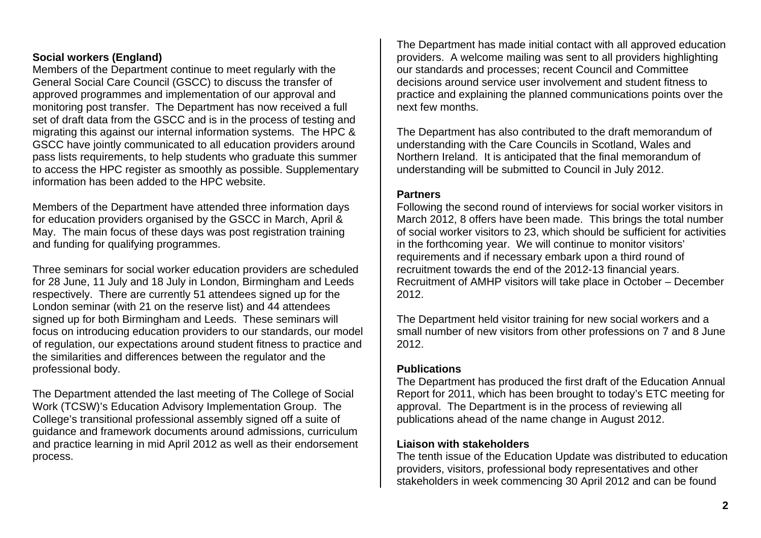### Social workers (England)

Members of the Department continue to meet regularly with the General Social Care Council (GSCC) to discuss the transfer of approved programmes and implementation of our approval and monitoring post transfer. The Department has now received a full set of draft data from the GSCC and is in the process of testing and migrating this against our internal information systems. The HPC & GSCC have jointly communicated to all education providers around pass lists requirements, to help students who graduate this summer to access the HPC register as smoothly as possible. Supplementary information has been added to the HPC website.

Members of the Department have attended three information days for education providers organised by the GSCC in March, April & May. The main focus of these days was post registration training and funding for qualifying programmes.

Three seminars for social worker education providers are scheduled for 28 June, 11 July and 18 July in London, Birmingham and Leeds respectively. There are currently 51 attendees signed up for the London seminar (with 21 on the reserve list) and 44 attendees signed up for both Birmingham and Leeds. These seminars will focus on introducing education providers to our standards, our model of regulation, our expectations around student fitness to practice and the similarities and differences between the regulator and the professional body.

The Department attended the last meeting of The College of Social Work (TCSW)'s Education Advisory Implementation Group. The College's transitional professional assembly signed off a suite of guidance and framework documents around admissions, curriculum and practice learning in mid April 2012 as well as their endorsement process.

The Department has made initial contact with all approved education providers. A welcome mailing was sent to all providers highlighting our standards and processes; recent Council and Committee decisions around service user involvement and student fitness to practice and explaining the planned communications points over the next few months.

The Department has also contributed to the draft memorandum of understanding with the Care Councils in Scotland, Wales and Northern Ireland. It is anticipated that the final memorandum of understanding will be submitted to Council in July 2012.

### Partners

Following the second round of interviews for social worker visitors in March 2012, 8 offers have been made. This brings the total number of social worker visitors to 23, which should be sufficient for activities in the forthcoming year. We will continue to monitor visitors' requirements and if necessary embark upon a third round of recruitment towards the end of the 2012-13 financial years. Recruitment of AMHP visitors will take place in October – December 2012.

The Department held visitor training for new social workers and a small number of new visitors from other professions on 7 and 8 June 2012.

### Publications

The Department has produced the first draft of the Education Annual Report for 2011, which has been brought to today's ETC meeting for approval. The Department is in the process of reviewing all publications ahead of the name change in August 2012.

### Liaison with stakeholders

The tenth issue of the Education Update was distributed to education providers, visitors, professional body representatives and other stakeholders in week commencing 30 April 2012 and can be found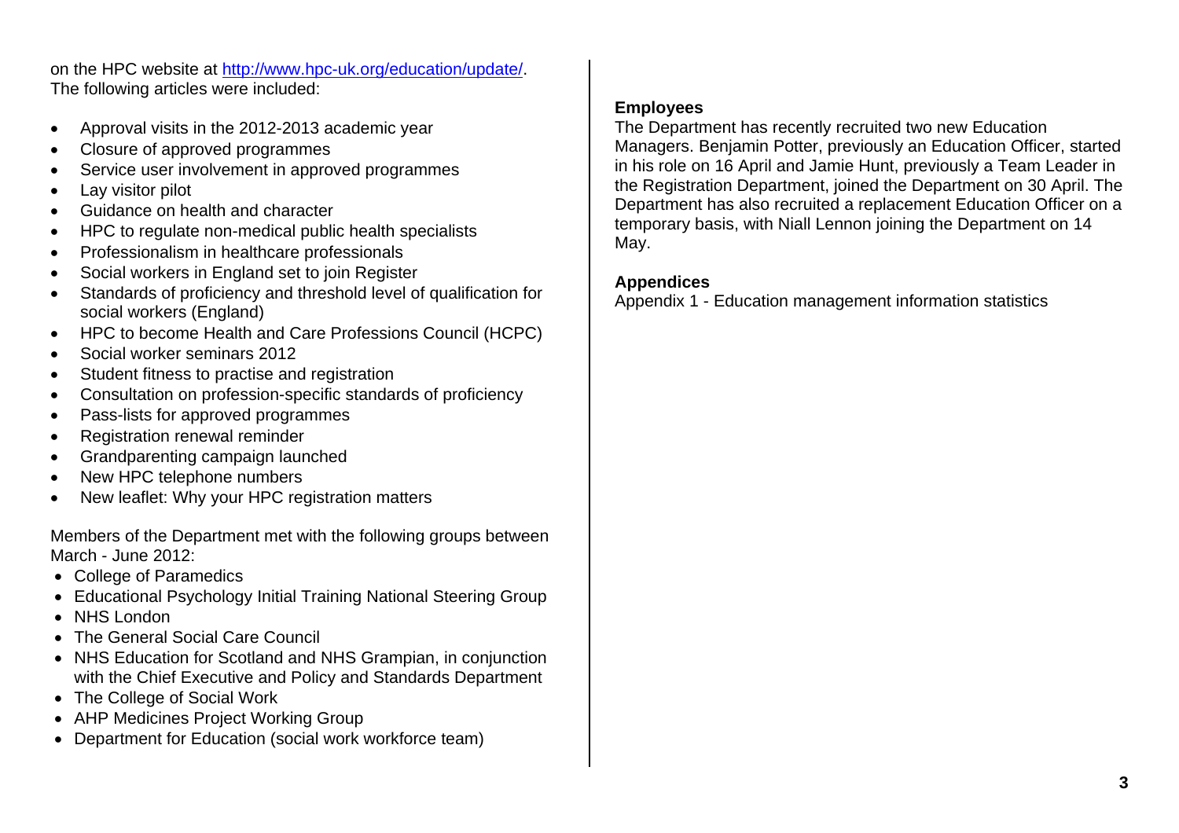on the HPC website at http://www.hpc-uk.org/education/update/. The following articles were included:

- Approval visits in the 2012-2013 academic year
- Closure of approved programmes
- Service user involvement in approved programmes
- Lay visitor pilot
- Guidance on health and character
- HPC to regulate non-medical public health specialists
- Professionalism in healthcare professionals
- Social workers in England set to join Register
- Standards of proficiency and threshold level of qualification for social workers (England)
- HPC to become Health and Care Professions Council (HCPC)
- Social worker seminars 2012
- Student fitness to practise and registration
- Consultation on profession-specific standards of proficiency
- Pass-lists for approved programmes
- Registration renewal reminder
- Grandparenting campaign launched
- New HPC telephone numbers
- New leaflet: Why your HPC registration matters

Members of the Department met with the following groups between March - June 2012:

- College of Paramedics
- Educational Psychology Initial Training National Steering Group
- NHS London
- The General Social Care Council
- NHS Education for Scotland and NHS Grampian, in conjunction with the Chief Executive and Policy and Standards Department
- The College of Social Work
- AHP Medicines Project Working Group
- Department for Education (social work workforce team)

**Employees**

The Department has recently recruited two new Education Managers. Benjamin Potter, previously an Education Officer, started in his role on 16 April and Jamie Hunt, previously a Team Leader in the Registration Department, joined the Department on 30 April. The Department has also recruited a replacement Education Officer on a temporary basis, with Niall Lennon joining the Department on 14 May.

**Appendices**

Appendix 1 - Education management information statistics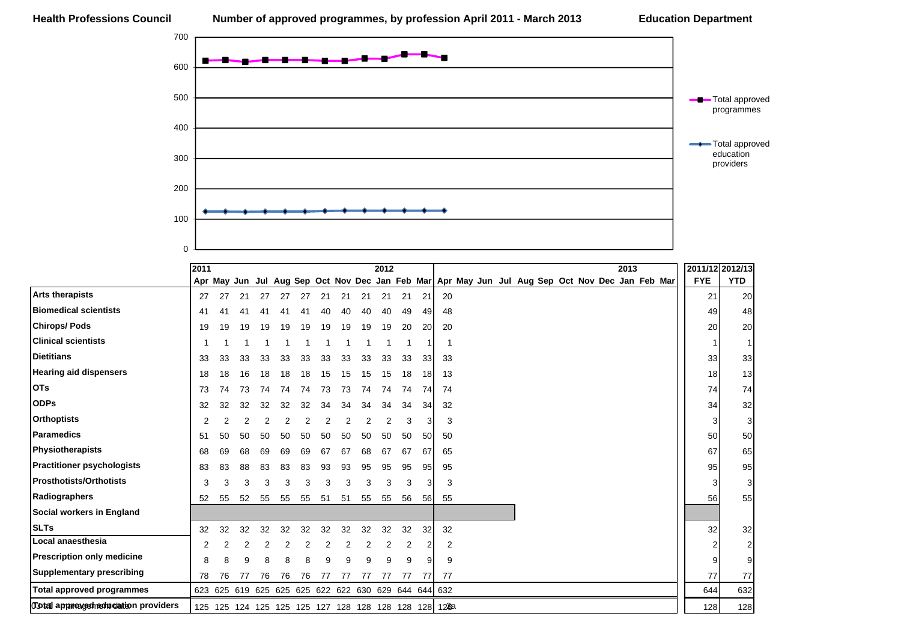**Health Professions Council** **Number of approved programmes, by profession April 2011 - March 2013** **Education Department**

| | 2011 Apr | May | Jun | Jul | Aug | Sep | Oct | Nov | Dec | 2012 Jan | Feb | Mar | Apr | May | Jun | Jul | Aug | Sep | Oct | Nov | Dec | 2013 Jan | Feb | Mar | 2011/12 FYE | 2012/13 YTD |
|---|---|---|---|---|---|---|---|---|---|---|---|---|---|---|---|---|---|---|---|---|---|---|---|---|---|---|
| **Arts therapists** | 27 | 27 | 21 | 27 | 27 | 27 | 21 | 21 | 21 | 21 | 21 | 21 | 20 | | | | | | | | | | | | 21 | 20 |
| **Biomedical scientists** | 41 | 41 | 41 | 41 | 41 | 41 | 40 | 40 | 40 | 40 | 49 | 49 | 48 | | | | | | | | | | | | 49 | 48 |
| **Chirops/ Pods** | 19 | 19 | 19 | 19 | 19 | 19 | 19 | 19 | 19 | 19 | 20 | 20 | 20 | | | | | | | | | | | | 20 | 20 |
| **Clinical scientists** | 1 | 1 | 1 | 1 | 1 | 1 | 1 | 1 | 1 | 1 | 1 | 1 | 1 | | | | | | | | | | | | 1 | 1 |
| **Dietitians** | 33 | 33 | 33 | 33 | 33 | 33 | 33 | 33 | 33 | 33 | 33 | 33 | 33 | | | | | | | | | | | | 33 | 33 |
| **Hearing aid dispensers** | 18 | 18 | 16 | 18 | 18 | 18 | 15 | 15 | 15 | 15 | 18 | 18 | 13 | | | | | | | | | | | | 18 | 13 |
| **OTs** | 73 | 74 | 73 | 74 | 74 | 74 | 73 | 73 | 74 | 74 | 74 | 74 | 74 | | | | | | | | | | | | 74 | 74 |
| **ODPs** | 32 | 32 | 32 | 32 | 32 | 32 | 34 | 34 | 34 | 34 | 34 | 34 | 32 | | | | | | | | | | | | 34 | 32 |
| **Orthoptists** | 2 | 2 | 2 | 2 | 2 | 2 | 2 | 2 | 2 | 2 | 3 | 3 | 3 | | | | | | | | | | | | 3 | 3 |
| **Paramedics** | 51 | 50 | 50 | 50 | 50 | 50 | 50 | 50 | 50 | 50 | 50 | 50 | 50 | | | | | | | | | | | | 50 | 50 |
| **Physiotherapists** | 68 | 69 | 68 | 69 | 69 | 69 | 67 | 67 | 68 | 67 | 67 | 67 | 65 | | | | | | | | | | | | 67 | 65 |
| **Practitioner psychologists** | 83 | 83 | 88 | 83 | 83 | 83 | 93 | 93 | 95 | 95 | 95 | 95 | 95 | | | | | | | | | | | | 95 | 95 |
| **Prosthotists/Orthotists** | 3 | 3 | 3 | 3 | 3 | 3 | 3 | 3 | 3 | 3 | 3 | 3 | 3 | | | | | | | | | | | | 3 | 3 |
| **Radiographers** | 52 | 55 | 52 | 55 | 55 | 55 | 51 | 51 | 55 | 55 | 56 | 56 | 55 | | | | | | | | | | | | 56 | 55 |
| **Social workers in England** | | | | | | | | | | | | | | | | | | | | | | | | | | |
| **SLTs** | 32 | 32 | 32 | 32 | 32 | 32 | 32 | 32 | 32 | 32 | 32 | 32 | 32 | | | | | | | | | | | | 32 | 32 |
| **Local anaesthesia** | 2 | 2 | 2 | 2 | 2 | 2 | 2 | 2 | 2 | 2 | 2 | 2 | 2 | | | | | | | | | | | | 2 | 2 |
| **Prescription only medicine** | 8 | 8 | 9 | 8 | 8 | 8 | 9 | 9 | 9 | 9 | 9 | 9 | 9 | | | | | | | | | | | | 9 | 9 |
| **Supplementary prescribing** | 78 | 76 | 77 | 76 | 76 | 76 | 77 | 77 | 77 | 77 | 77 | 77 | 77 | | | | | | | | | | | | 77 | 77 |
| **Total approved programmes** | 623 | 625 | 619 | 625 | 625 | 625 | 622 | 622 | 630 | 629 | 644 | 644 | 632 | | | | | | | | | | | | 644 | 632 |
| **Total approved education providers** | 125 | 125 | 124 | 125 | 125 | 125 | 127 | 128 | 128 | 128 | 128 | 128 | 128 | | | | | | | | | | | | 128 | 128 |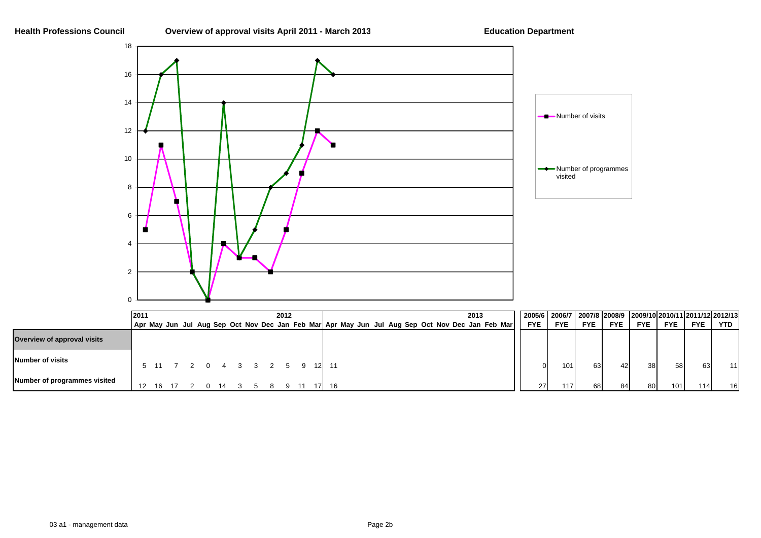**Health Professions Council** **Overview of approval visits April 2011 - March 2013** **Education Department**

| | 2011 | | | | | | | | | 2012 | | | | | | | | | | | | 2013 | | | | | | | | | | | |
|---|---|---|---|---|---|---|---|---|---|---|---|---|---|---|---|---|---|---|---|---|---|---|---|---|---|---|---|---|---|---|---|---|---|
| | Apr | May | Jun | Jul | Aug | Sep | Oct | Nov | Dec | Jan | Feb | Mar | Apr | May | Jun | Jul | Aug | Sep | Oct | Nov | Dec | Jan | Feb | Mar | 2005/6 FYE | 2006/7 FYE | 2007/8 FYE | 2008/9 FYE | 2009/10 FYE | 2010/11 FYE | 2011/12 FYE | 2012/13 YTD |
| **Overview of approval visits** | | | | | | | | | | | | | | | | | | | | | | | | | | | | | | | | |
| **Number of visits** | 5 | 11 | 7 | 2 | 0 | 4 | 3 | 3 | 2 | 5 | 9 | 12 | 11 | | | | | | | | | | | | 0 | 101 | 63 | 42 | 38 | 58 | 63 | 11 |
| **Number of programmes visited** | 12 | 16 | 17 | 2 | 0 | 14 | 3 | 5 | 8 | 9 | 11 | 17 | 16 | | | | | | | | | | | | 27 | 117 | 68 | 84 | 80 | 101 | 114 | 16 |

03 a1 - management data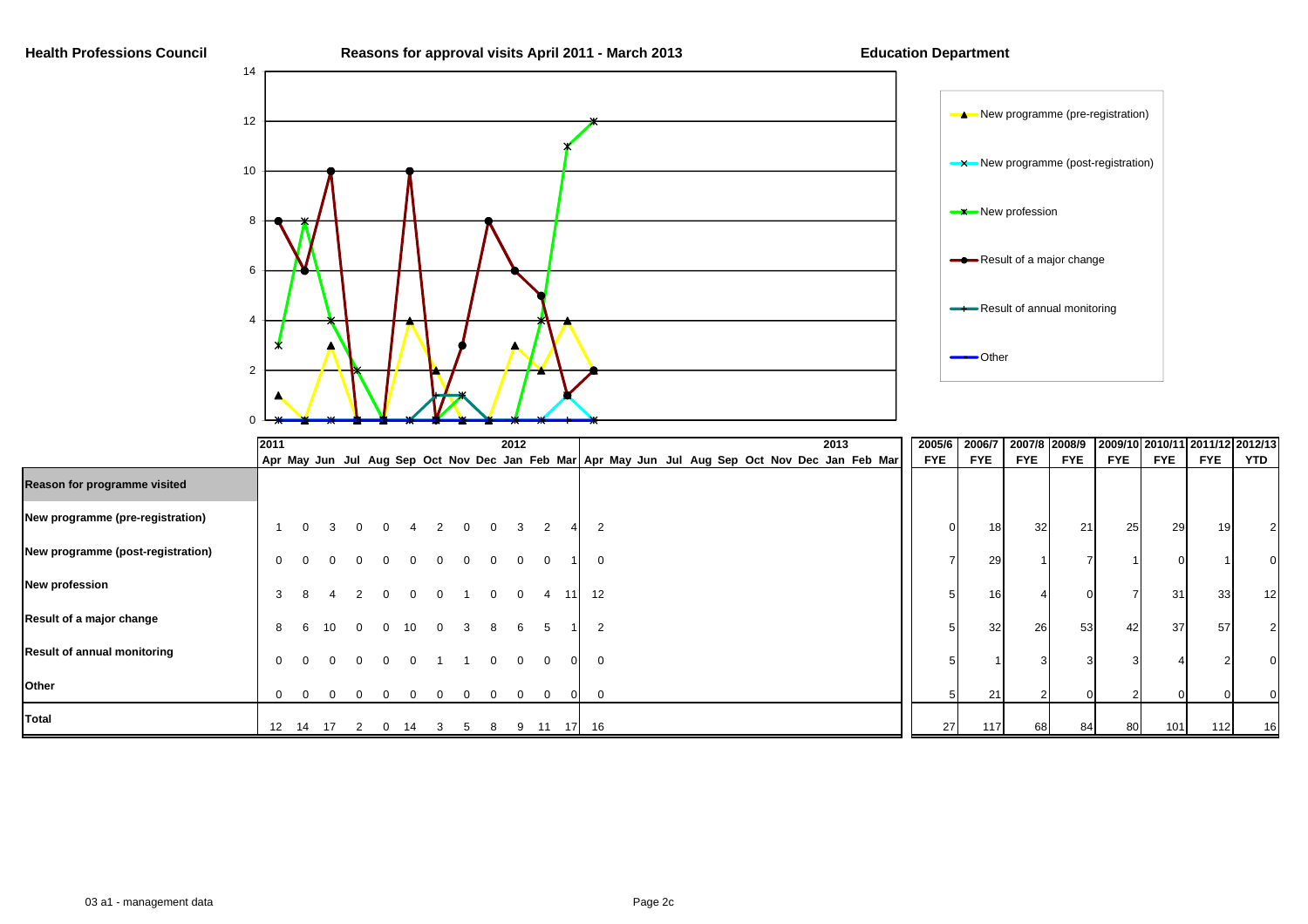**Health Professions Council** — **Reasons for approval visits April 2011 - March 2013** — **Education Department**

Legend: New programme (pre-registration); New programme (post-registration); New profession; Result of a major change; Result of annual monitoring; Other

| Reason for programme visited | 2011 Apr | May | Jun | Jul | Aug | Sep | Oct | Nov | Dec | 2012 Jan | Feb | Mar | Apr | May | Jun | Jul | Aug | Sep | Oct | Nov | Dec | 2013 Jan | Feb | Mar | 2005/6 FYE | 2006/7 FYE | 2007/8 FYE | 2008/9 FYE | 2009/10 FYE | 2010/11 FYE | 2011/12 FYE | 2012/13 YTD |
|---|---|---|---|---|---|---|---|---|---|---|---|---|---|---|---|---|---|---|---|---|---|---|---|---|---|---|---|---|---|---|---|---|
| New programme (pre-registration) | 1 | 0 | 3 | 0 | 0 | 4 | 2 | 0 | 0 | 3 | 2 | 4 | 2 | | | | | | | | | | | | 0 | 18 | 32 | 21 | 25 | 29 | 19 | 2 |
| New programme (post-registration) | 0 | 0 | 0 | 0 | 0 | 0 | 0 | 0 | 0 | 0 | 0 | 1 | 0 | | | | | | | | | | | | 7 | 29 | 1 | 7 | 1 | 0 | 1 | 0 |
| New profession | 3 | 8 | 4 | 2 | 0 | 0 | 0 | 1 | 0 | 0 | 4 | 11 | 12 | | | | | | | | | | | | 5 | 16 | 4 | 0 | 7 | 31 | 33 | 12 |
| Result of a major change | 8 | 6 | 10 | 0 | 0 | 10 | 0 | 3 | 8 | 6 | 5 | 1 | 2 | | | | | | | | | | | | 5 | 32 | 26 | 53 | 42 | 37 | 57 | 2 |
| Result of annual monitoring | 0 | 0 | 0 | 0 | 0 | 0 | 1 | 1 | 0 | 0 | 0 | 0 | 0 | | | | | | | | | | | | 5 | 1 | 3 | 3 | 3 | 4 | 2 | 0 |
| Other | 0 | 0 | 0 | 0 | 0 | 0 | 0 | 0 | 0 | 0 | 0 | 0 | 0 | | | | | | | | | | | | 5 | 21 | 2 | 0 | 2 | 0 | 0 | 0 |
| Total | 12 | 14 | 17 | 2 | 0 | 14 | 3 | 5 | 8 | 9 | 11 | 17 | 16 | | | | | | | | | | | | 27 | 117 | 68 | 84 | 80 | 101 | 112 | 16 |

03 a1 - management data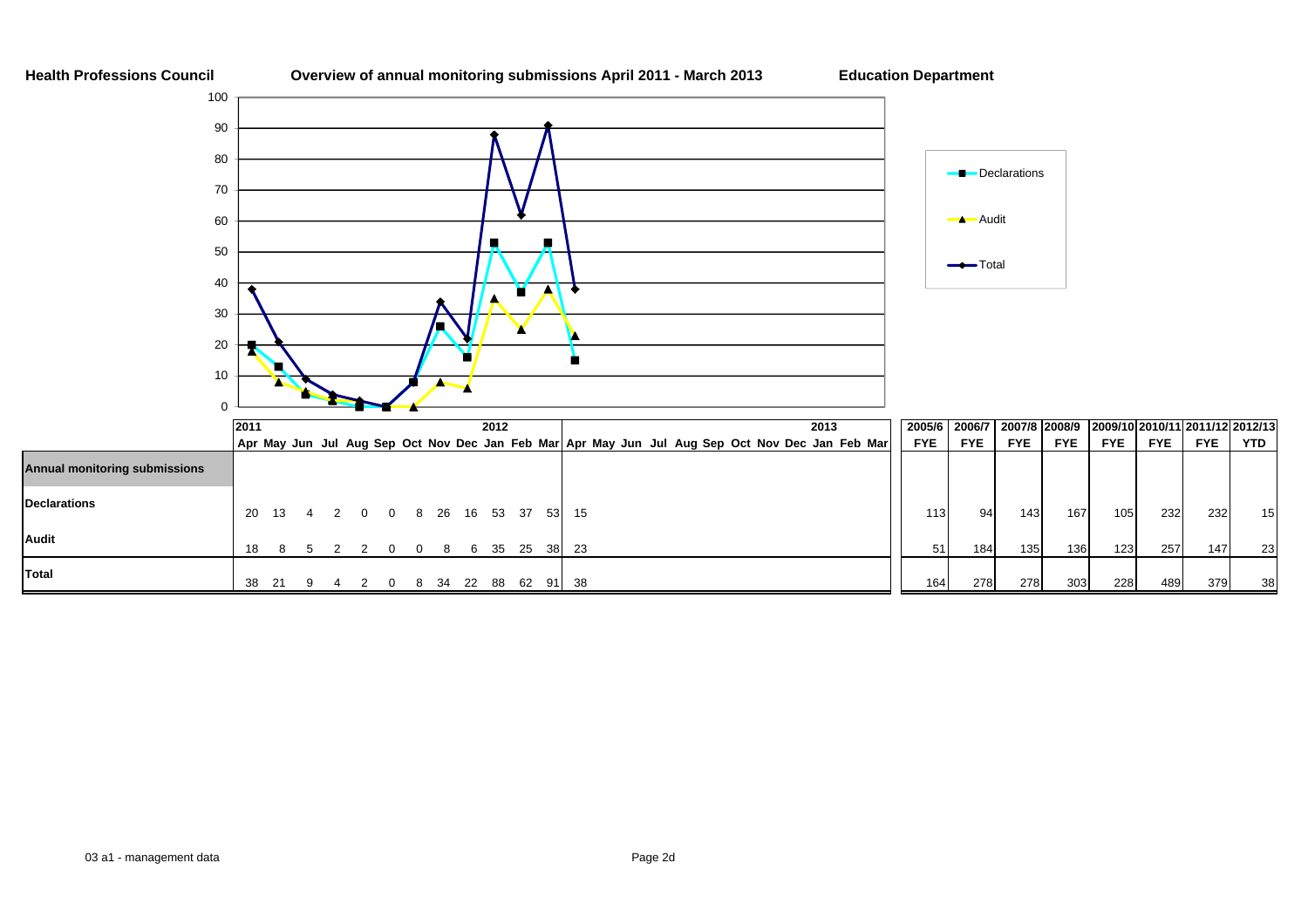**Health Professions Council** | **Overview of annual monitoring submissions April 2011 - March 2013** | **Education Department**

|  | 2011 Apr | May | Jun | Jul | Aug | Sep | Oct | Nov | Dec | 2012 Jan | Feb | Mar | Apr | May | Jun | Jul | Aug | Sep | Oct | Nov | Dec | 2013 Jan | Feb | Mar | 2005/6 FYE | 2006/7 FYE | 2007/8 FYE | 2008/9 FYE | 2009/10 FYE | 2010/11 FYE | 2011/12 FYE | 2012/13 YTD |
|---|---|---|---|---|---|---|---|---|---|---|---|---|---|---|---|---|---|---|---|---|---|---|---|---|---|---|---|---|---|---|---|---|
| **Annual monitoring submissions** | | | | | | | | | | | | | | | | | | | | | | | | | | | | | | | | |
| **Declarations** | 20 | 13 | 4 | 2 | 0 | 0 | 8 | 26 | 16 | 53 | 37 | 53 | 15 | | | | | | | | | | | | 113 | 94 | 143 | 167 | 105 | 232 | 232 | 15 |
| **Audit** | 18 | 8 | 5 | 2 | 2 | 0 | 0 | 8 | 6 | 35 | 25 | 38 | 23 | | | | | | | | | | | | 51 | 184 | 135 | 136 | 123 | 257 | 147 | 23 |
| **Total** | 38 | 21 | 9 | 4 | 2 | 0 | 8 | 34 | 22 | 88 | 62 | 91 | 38 | | | | | | | | | | | | 164 | 278 | 278 | 303 | 228 | 489 | 379 | 38 |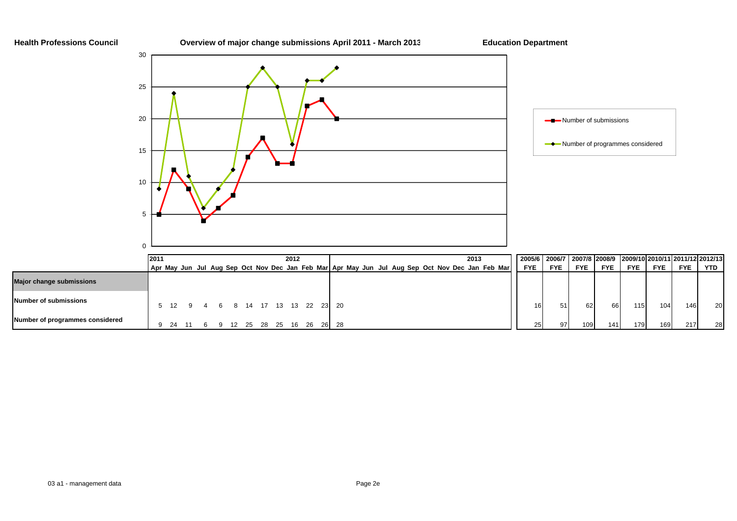**Health Professions Council** | **Overview of major change submissions April 2011 - March 2013** | **Education Department**

Legend: Number of submissions; Number of programmes considered

| | 2011 Apr | May | Jun | Jul | Aug | Sep | Oct | Nov | Dec | 2012 Jan | Feb | Mar | Apr | May | Jun | Jul | Aug | Sep | Oct | Nov | Dec | 2013 Jan | Feb | Mar | 2005/6 FYE | 2006/7 FYE | 2007/8 FYE | 2008/9 FYE | 2009/10 FYE | 2010/11 FYE | 2011/12 FYE | 2012/13 YTD |
|---|---|---|---|---|---|---|---|---|---|---|---|---|---|---|---|---|---|---|---|---|---|---|---|---|---|---|---|---|---|---|---|---|
| **Major change submissions** | | | | | | | | | | | | | | | | | | | | | | | | | | | | | | | | |
| **Number of submissions** | 5 | 12 | 9 | 4 | 6 | 8 | 14 | 17 | 13 | 13 | 22 | 23 | 20 | | | | | | | | | | | | 16 | 51 | 62 | 66 | 115 | 104 | 146 | 20 |
| **Number of programmes considered** | 9 | 24 | 11 | 6 | 9 | 12 | 25 | 28 | 25 | 16 | 26 | 26 | 28 | | | | | | | | | | | | 25 | 97 | 109 | 141 | 179 | 169 | 217 | 28 |

03 a1 - management data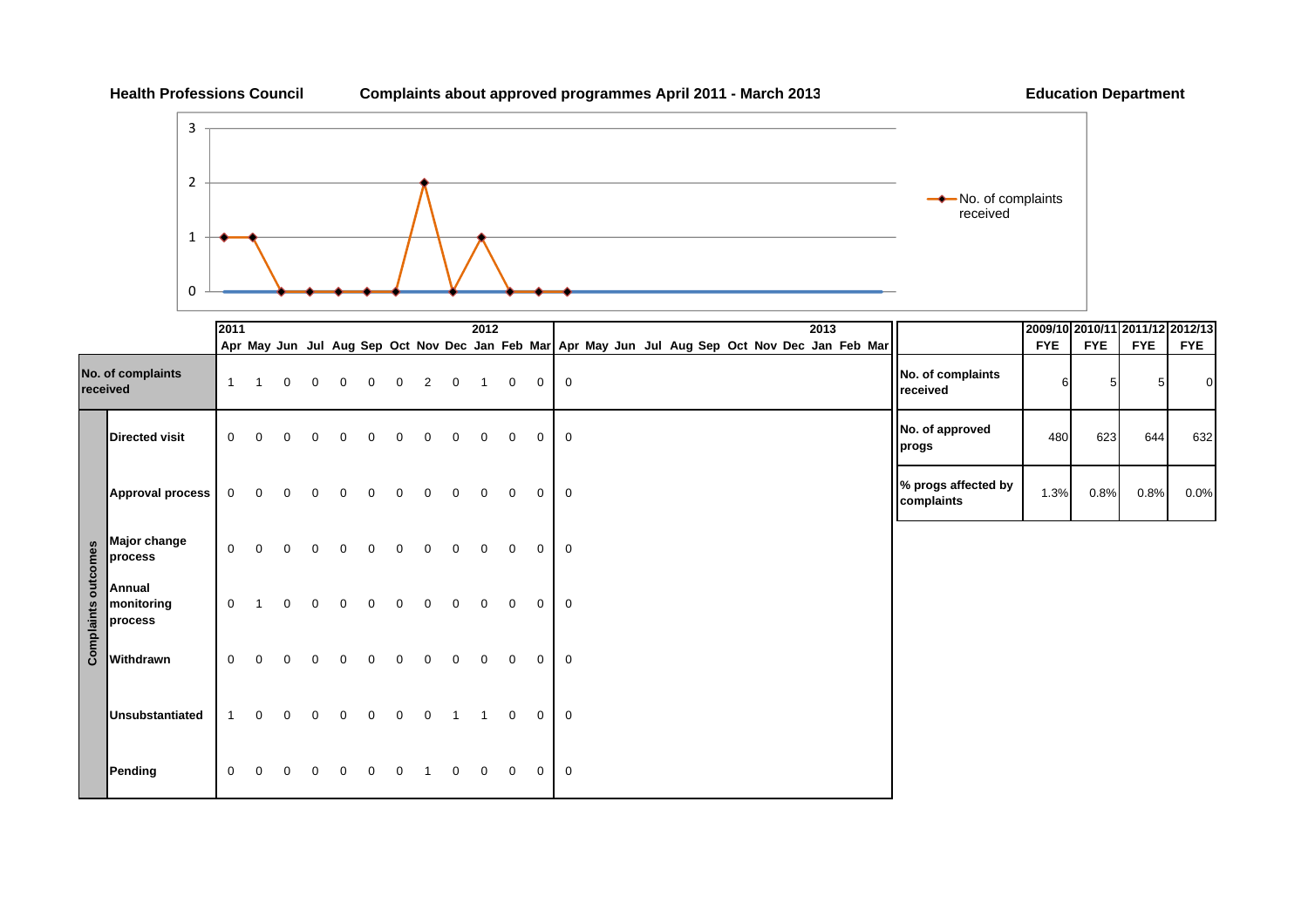**Health Professions Council** **Complaints about approved programmes April 2011 - March 2013** **Education Department**

3
2
1
0

No. of complaints received

| | | 2011 Apr | May | Jun | Jul | Aug | Sep | Oct | Nov | Dec | 2012 Jan | Feb | Mar | Apr | May | Jun | Jul | Aug | Sep | Oct | Nov | Dec | 2013 Jan | Feb | Mar |
|---|---|---|---|---|---|---|---|---|---|---|---|---|---|---|---|---|---|---|---|---|---|---|---|---|---|
| **No. of complaints received** | | 1 | 1 | 0 | 0 | 0 | 0 | 0 | 2 | 0 | 1 | 0 | 0 | 0 | | | | | | | | | | | |
| **Complaints outcomes** | **Directed visit** | 0 | 0 | 0 | 0 | 0 | 0 | 0 | 0 | 0 | 0 | 0 | 0 | 0 | | | | | | | | | | | |
| | **Approval process** | 0 | 0 | 0 | 0 | 0 | 0 | 0 | 0 | 0 | 0 | 0 | 0 | 0 | | | | | | | | | | | |
| | **Major change process** | 0 | 0 | 0 | 0 | 0 | 0 | 0 | 0 | 0 | 0 | 0 | 0 | 0 | | | | | | | | | | | |
| | **Annual monitoring process** | 0 | 1 | 0 | 0 | 0 | 0 | 0 | 0 | 0 | 0 | 0 | 0 | 0 | | | | | | | | | | | |
| | **Withdrawn** | 0 | 0 | 0 | 0 | 0 | 0 | 0 | 0 | 0 | 0 | 0 | 0 | 0 | | | | | | | | | | | |
| | **Unsubstantiated** | 1 | 0 | 0 | 0 | 0 | 0 | 0 | 0 | 1 | 1 | 0 | 0 | 0 | | | | | | | | | | | |
| | **Pending** | 0 | 0 | 0 | 0 | 0 | 0 | 0 | 1 | 0 | 0 | 0 | 0 | 0 | | | | | | | | | | | |

| | 2009/10 FYE | 2010/11 FYE | 2011/12 FYE | 2012/13 FYE |
|---|---|---|---|---|
| **No. of complaints received** | 6 | 5 | 5 | 0 |
| **No. of approved progs** | 480 | 623 | 644 | 632 |
| **% progs affected by complaints** | 1.3% | 0.8% | 0.8% | 0.0% |